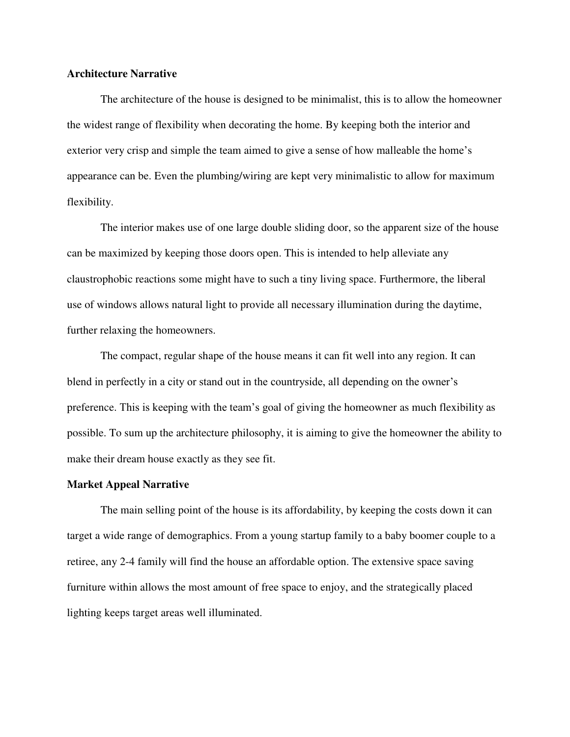**Architecture Narrative**

The architecture of the house is designed to be minimalist, this is to allow the homeowner the widest range of flexibility when decorating the home. By keeping both the interior and exterior very crisp and simple the team aimed to give a sense of how malleable the home's appearance can be. Even the plumbing/wiring are kept very minimalistic to allow for maximum flexibility.

The interior makes use of one large double sliding door, so the apparent size of the house can be maximized by keeping those doors open. This is intended to help alleviate any claustrophobic reactions some might have to such a tiny living space. Furthermore, the liberal use of windows allows natural light to provide all necessary illumination during the daytime, further relaxing the homeowners.

The compact, regular shape of the house means it can fit well into any region. It can blend in perfectly in a city or stand out in the countryside, all depending on the owner's preference. This is keeping with the team's goal of giving the homeowner as much flexibility as possible. To sum up the architecture philosophy, it is aiming to give the homeowner the ability to make their dream house exactly as they see fit.

**Market Appeal Narrative**

The main selling point of the house is its affordability, by keeping the costs down it can target a wide range of demographics. From a young startup family to a baby boomer couple to a retiree, any 2-4 family will find the house an affordable option. The extensive space saving furniture within allows the most amount of free space to enjoy, and the strategically placed lighting keeps target areas well illuminated.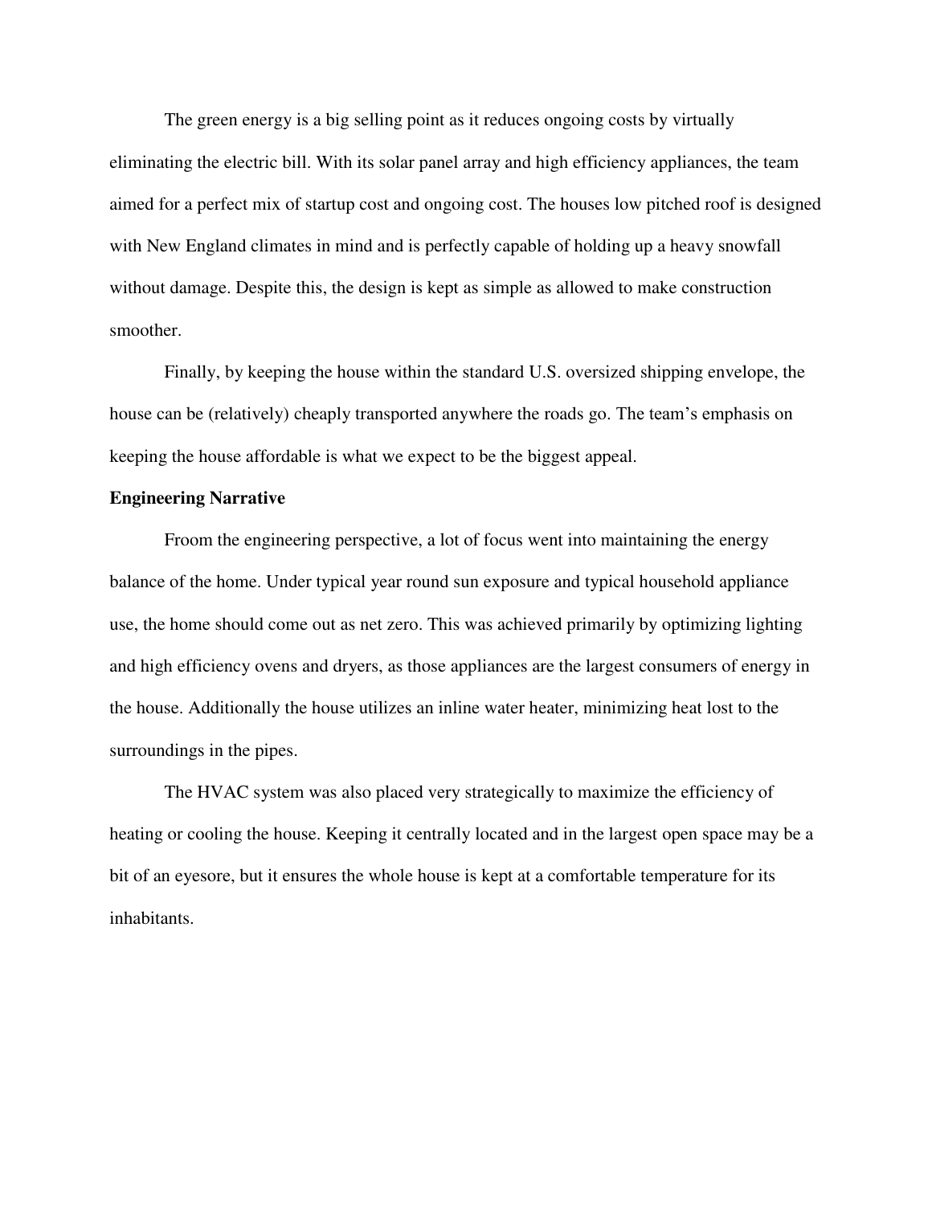The green energy is a big selling point as it reduces ongoing costs by virtually eliminating the electric bill. With its solar panel array and high efficiency appliances, the team aimed for a perfect mix of startup cost and ongoing cost. The houses low pitched roof is designed with New England climates in mind and is perfectly capable of holding up a heavy snowfall without damage. Despite this, the design is kept as simple as allowed to make construction smoother.

Finally, by keeping the house within the standard U.S. oversized shipping envelope, the house can be (relatively) cheaply transported anywhere the roads go. The team's emphasis on keeping the house affordable is what we expect to be the biggest appeal.

**Engineering Narrative**

Froom the engineering perspective, a lot of focus went into maintaining the energy balance of the home. Under typical year round sun exposure and typical household appliance use, the home should come out as net zero. This was achieved primarily by optimizing lighting and high efficiency ovens and dryers, as those appliances are the largest consumers of energy in the house. Additionally the house utilizes an inline water heater, minimizing heat lost to the surroundings in the pipes.

The HVAC system was also placed very strategically to maximize the efficiency of heating or cooling the house. Keeping it centrally located and in the largest open space may be a bit of an eyesore, but it ensures the whole house is kept at a comfortable temperature for its inhabitants.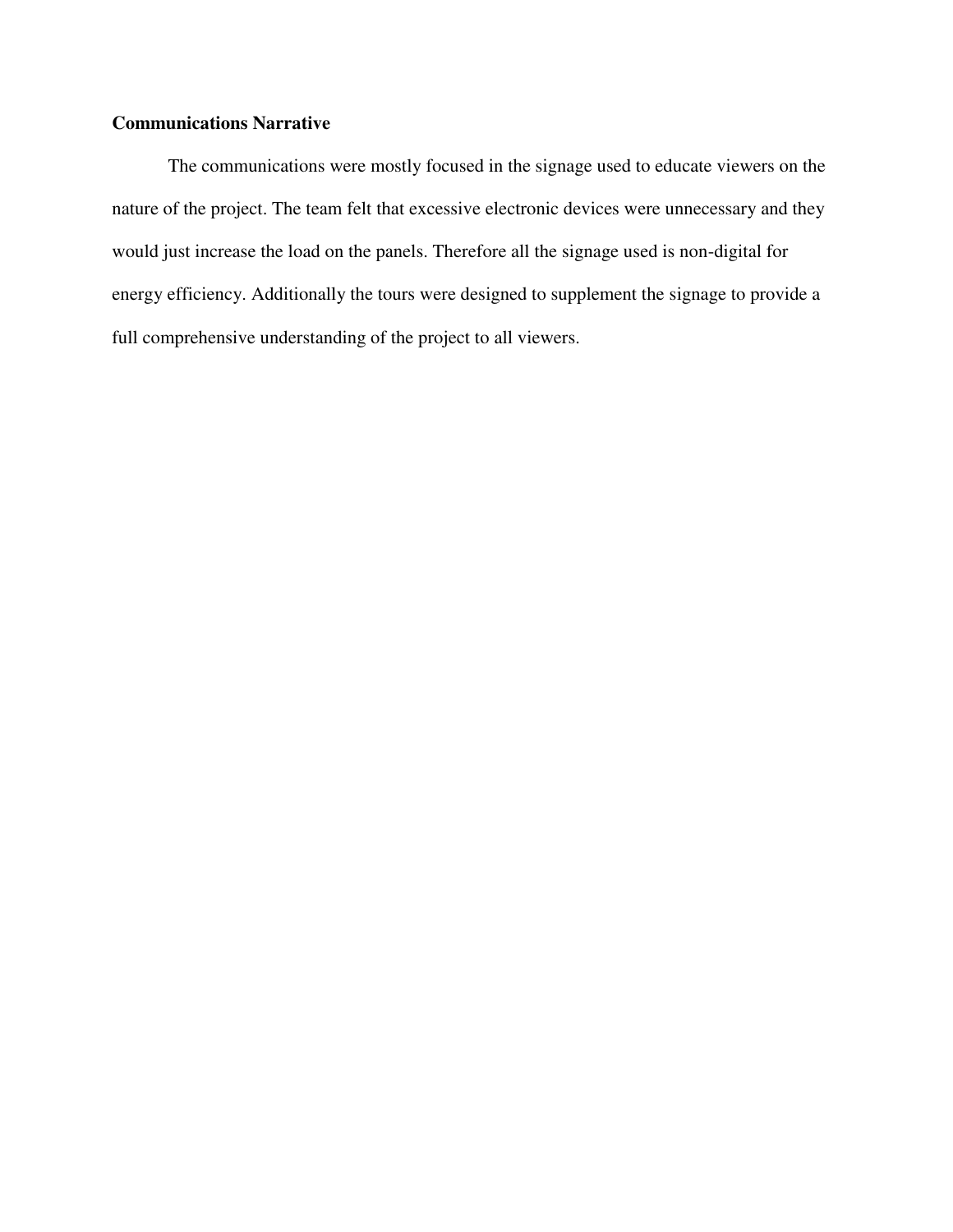**Communications Narrative**

The communications were mostly focused in the signage used to educate viewers on the nature of the project. The team felt that excessive electronic devices were unnecessary and they would just increase the load on the panels. Therefore all the signage used is non-digital for energy efficiency. Additionally the tours were designed to supplement the signage to provide a full comprehensive understanding of the project to all viewers.